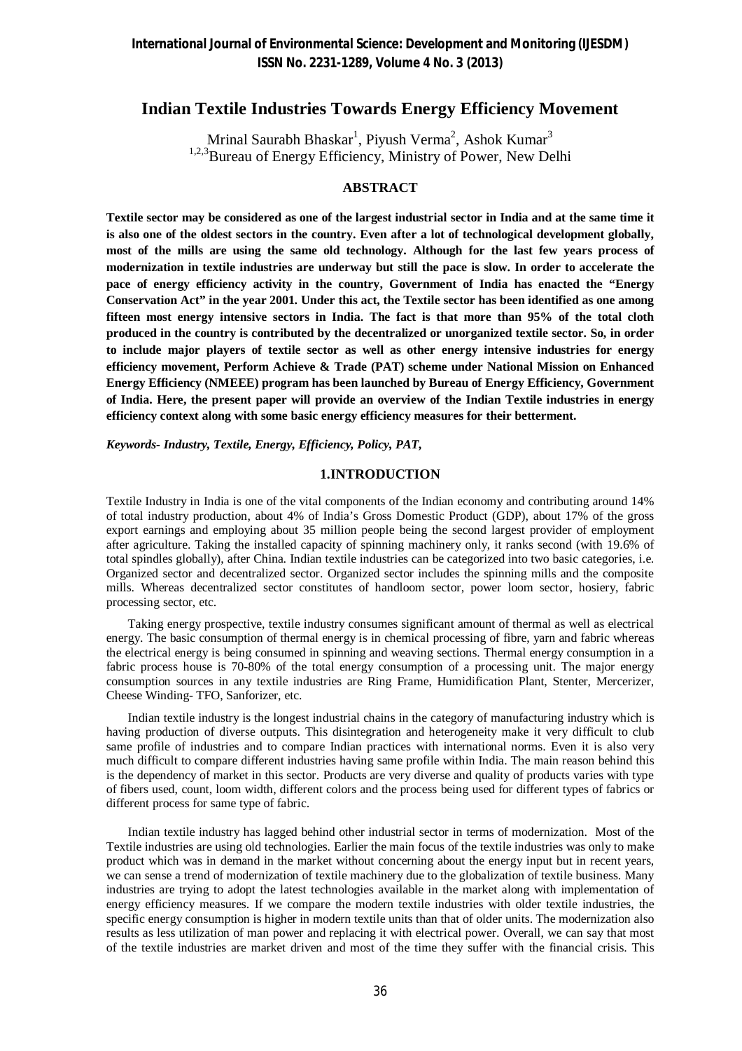# Indian Textile Industries Towards Energy Efficiency Movement

Mrinal Saurabh Bhaskar[1], Piyush Verma[2], Ashok Kumar[3]

[1,2,3]Bureau of Energy Efficiency, Ministry of Power, New Delhi

## ABSTRACT

**Textile sector may be considered as one of the largest industrial sector in India and at the same time it is also one of the oldest sectors in the country. Even after a lot of technological development globally, most of the mills are using the same old technology. Although for the last few years process of modernization in textile industries are underway but still the pace is slow. In order to accelerate the pace of energy efficiency activity in the country, Government of India has enacted the "Energy Conservation Act" in the year 2001. Under this act, the Textile sector has been identified as one among fifteen most energy intensive sectors in India. The fact is that more than 95% of the total cloth produced in the country is contributed by the decentralized or unorganized textile sector. So, in order to include major players of textile sector as well as other energy intensive industries for energy efficiency movement, Perform Achieve & Trade (PAT) scheme under National Mission on Enhanced Energy Efficiency (NMEEE) program has been launched by Bureau of Energy Efficiency, Government of India. Here, the present paper will provide an overview of the Indian Textile industries in energy efficiency context along with some basic energy efficiency measures for their betterment.**

***Keywords- Industry, Textile, Energy, Efficiency, Policy, PAT,***

## 1.INTRODUCTION

Textile Industry in India is one of the vital components of the Indian economy and contributing around 14% of total industry production, about 4% of India's Gross Domestic Product (GDP), about 17% of the gross export earnings and employing about 35 million people being the second largest provider of employment after agriculture. Taking the installed capacity of spinning machinery only, it ranks second (with 19.6% of total spindles globally), after China. Indian textile industries can be categorized into two basic categories, i.e. Organized sector and decentralized sector. Organized sector includes the spinning mills and the composite mills. Whereas decentralized sector constitutes of handloom sector, power loom sector, hosiery, fabric processing sector, etc.

Taking energy prospective, textile industry consumes significant amount of thermal as well as electrical energy. The basic consumption of thermal energy is in chemical processing of fibre, yarn and fabric whereas the electrical energy is being consumed in spinning and weaving sections. Thermal energy consumption in a fabric process house is 70-80% of the total energy consumption of a processing unit. The major energy consumption sources in any textile industries are Ring Frame, Humidification Plant, Stenter, Mercerizer, Cheese Winding- TFO, Sanforizer, etc.

Indian textile industry is the longest industrial chains in the category of manufacturing industry which is having production of diverse outputs. This disintegration and heterogeneity make it very difficult to club same profile of industries and to compare Indian practices with international norms. Even it is also very much difficult to compare different industries having same profile within India. The main reason behind this is the dependency of market in this sector. Products are very diverse and quality of products varies with type of fibers used, count, loom width, different colors and the process being used for different types of fabrics or different process for same type of fabric.

Indian textile industry has lagged behind other industrial sector in terms of modernization. Most of the Textile industries are using old technologies. Earlier the main focus of the textile industries was only to make product which was in demand in the market without concerning about the energy input but in recent years, we can sense a trend of modernization of textile machinery due to the globalization of textile business. Many industries are trying to adopt the latest technologies available in the market along with implementation of energy efficiency measures. If we compare the modern textile industries with older textile industries, the specific energy consumption is higher in modern textile units than that of older units. The modernization also results as less utilization of man power and replacing it with electrical power. Overall, we can say that most of the textile industries are market driven and most of the time they suffer with the financial crisis. This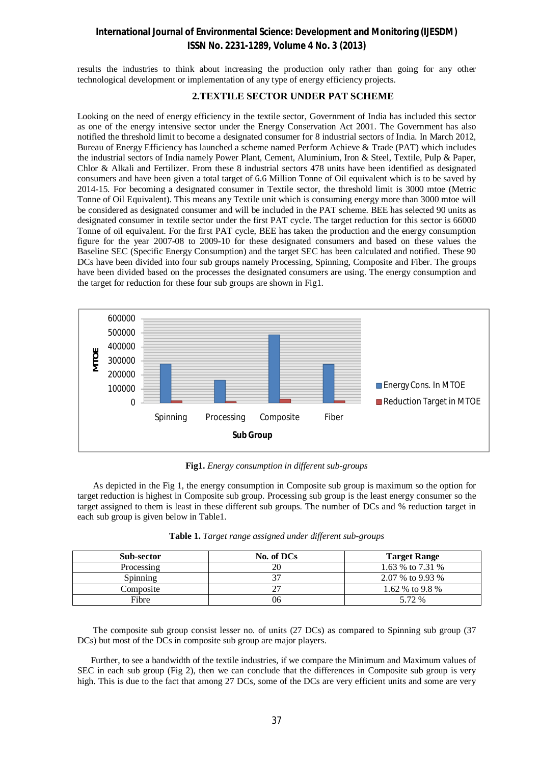results the industries to think about increasing the production only rather than going for any other technological development or implementation of any type of energy efficiency projects.

## 2.TEXTILE SECTOR UNDER PAT SCHEME

Looking on the need of energy efficiency in the textile sector, Government of India has included this sector as one of the energy intensive sector under the Energy Conservation Act 2001. The Government has also notified the threshold limit to become a designated consumer for 8 industrial sectors of India. In March 2012, Bureau of Energy Efficiency has launched a scheme named Perform Achieve & Trade (PAT) which includes the industrial sectors of India namely Power Plant, Cement, Aluminium, Iron & Steel, Textile, Pulp & Paper, Chlor & Alkali and Fertilizer. From these 8 industrial sectors 478 units have been identified as designated consumers and have been given a total target of 6.6 Million Tonne of Oil equivalent which is to be saved by 2014-15. For becoming a designated consumer in Textile sector, the threshold limit is 3000 mtoe (Metric Tonne of Oil Equivalent). This means any Textile unit which is consuming energy more than 3000 mtoe will be considered as designated consumer and will be included in the PAT scheme. BEE has selected 90 units as designated consumer in textile sector under the first PAT cycle. The target reduction for this sector is 66000 Tonne of oil equivalent. For the first PAT cycle, BEE has taken the production and the energy consumption figure for the year 2007-08 to 2009-10 for these designated consumers and based on these values the Baseline SEC (Specific Energy Consumption) and the target SEC has been calculated and notified. These 90 DCs have been divided into four sub groups namely Processing, Spinning, Composite and Fiber. The groups have been divided based on the processes the designated consumers are using. The energy consumption and the target for reduction for these four sub groups are shown in Fig1.

**Fig1.** *Energy consumption in different sub-groups*

As depicted in the Fig 1, the energy consumption in Composite sub group is maximum so the option for target reduction is highest in Composite sub group. Processing sub group is the least energy consumer so the target assigned to them is least in these different sub groups. The number of DCs and % reduction target in each sub group is given below in Table1.

**Table 1.** *Target range assigned under different sub-groups*

| Sub-sector | No. of DCs | Target Range |
|---|---|---|
| Processing | 20 | 1.63 % to 7.31 % |
| Spinning | 37 | 2.07 % to 9.93 % |
| Composite | 27 | 1.62 % to 9.8 % |
| Fibre | 06 | 5.72 % |

The composite sub group consist lesser no. of units (27 DCs) as compared to Spinning sub group (37 DCs) but most of the DCs in composite sub group are major players.

Further, to see a bandwidth of the textile industries, if we compare the Minimum and Maximum values of SEC in each sub group (Fig 2), then we can conclude that the differences in Composite sub group is very high. This is due to the fact that among 27 DCs, some of the DCs are very efficient units and some are very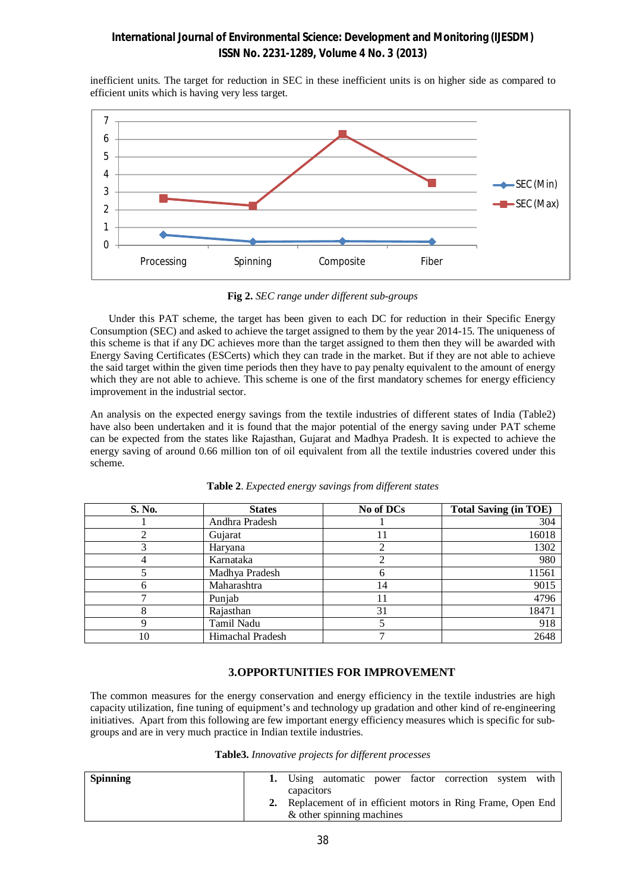inefficient units. The target for reduction in SEC in these inefficient units is on higher side as compared to efficient units which is having very less target.

**Fig 2.** *SEC range under different sub-groups*

Under this PAT scheme, the target has been given to each DC for reduction in their Specific Energy Consumption (SEC) and asked to achieve the target assigned to them by the year 2014-15. The uniqueness of this scheme is that if any DC achieves more than the target assigned to them then they will be awarded with Energy Saving Certificates (ESCerts) which they can trade in the market. But if they are not able to achieve the said target within the given time periods then they have to pay penalty equivalent to the amount of energy which they are not able to achieve. This scheme is one of the first mandatory schemes for energy efficiency improvement in the industrial sector.

An analysis on the expected energy savings from the textile industries of different states of India (Table2) have also been undertaken and it is found that the major potential of the energy saving under PAT scheme can be expected from the states like Rajasthan, Gujarat and Madhya Pradesh. It is expected to achieve the energy saving of around 0.66 million ton of oil equivalent from all the textile industries covered under this scheme.

**Table 2**. *Expected energy savings from different states*

| S. No. | States | No of DCs | Total Saving (in TOE) |
|---|---|---|---|
| 1 | Andhra Pradesh | 1 | 304 |
| 2 | Gujarat | 11 | 16018 |
| 3 | Haryana | 2 | 1302 |
| 4 | Karnataka | 2 | 980 |
| 5 | Madhya Pradesh | 6 | 11561 |
| 6 | Maharashtra | 14 | 9015 |
| 7 | Punjab | 11 | 4796 |
| 8 | Rajasthan | 31 | 18471 |
| 9 | Tamil Nadu | 5 | 918 |
| 10 | Himachal Pradesh | 7 | 2648 |

## 3.OPPORTUNITIES FOR IMPROVEMENT

The common measures for the energy conservation and energy efficiency in the textile industries are high capacity utilization, fine tuning of equipment's and technology up gradation and other kind of re-engineering initiatives. Apart from this following are few important energy efficiency measures which is specific for sub-groups and are in very much practice in Indian textile industries.

**Table3.** *Innovative projects for different processes*

| | |
|---|---|
| **Spinning** | **1.** Using automatic power factor correction system with capacitors<br>**2.** Replacement of in efficient motors in Ring Frame, Open End & other spinning machines |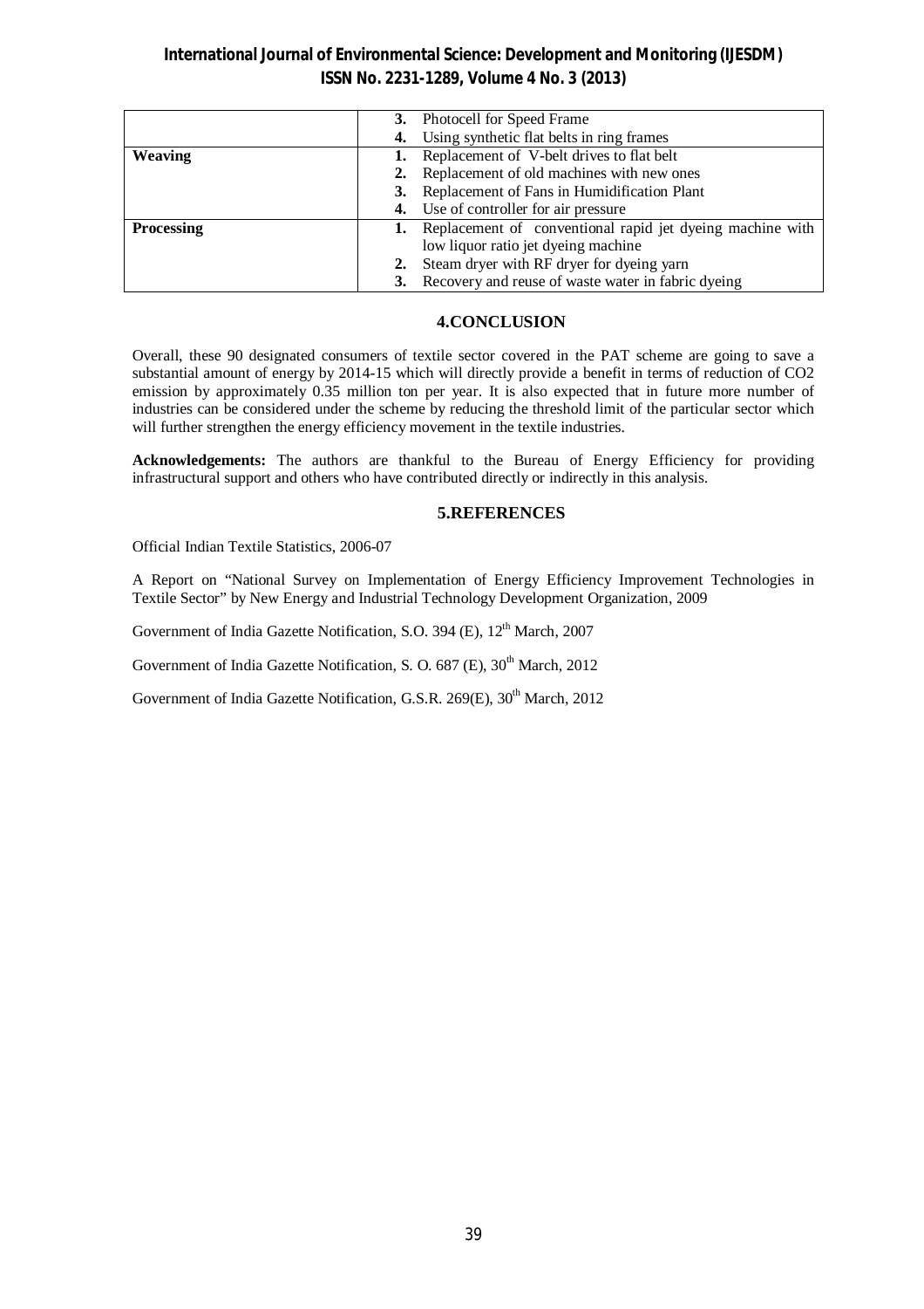| | |
|---|---|
| | **3.** Photocell for Speed Frame<br>**4.** Using synthetic flat belts in ring frames |
| **Weaving** | **1.** Replacement of V-belt drives to flat belt<br>**2.** Replacement of old machines with new ones<br>**3.** Replacement of Fans in Humidification Plant<br>**4.** Use of controller for air pressure |
| **Processing** | **1.** Replacement of conventional rapid jet dyeing machine with low liquor ratio jet dyeing machine<br>**2.** Steam dryer with RF dryer for dyeing yarn<br>**3.** Recovery and reuse of waste water in fabric dyeing |

## 4.CONCLUSION

Overall, these 90 designated consumers of textile sector covered in the PAT scheme are going to save a substantial amount of energy by 2014-15 which will directly provide a benefit in terms of reduction of CO2 emission by approximately 0.35 million ton per year. It is also expected that in future more number of industries can be considered under the scheme by reducing the threshold limit of the particular sector which will further strengthen the energy efficiency movement in the textile industries.

**Acknowledgements:** The authors are thankful to the Bureau of Energy Efficiency for providing infrastructural support and others who have contributed directly or indirectly in this analysis.

## 5.REFERENCES

Official Indian Textile Statistics, 2006-07

A Report on "National Survey on Implementation of Energy Efficiency Improvement Technologies in Textile Sector" by New Energy and Industrial Technology Development Organization, 2009

Government of India Gazette Notification, S.O. 394 (E), 12th March, 2007

Government of India Gazette Notification, S. O. 687 (E), 30th March, 2012

Government of India Gazette Notification, G.S.R. 269(E), 30th March, 2012